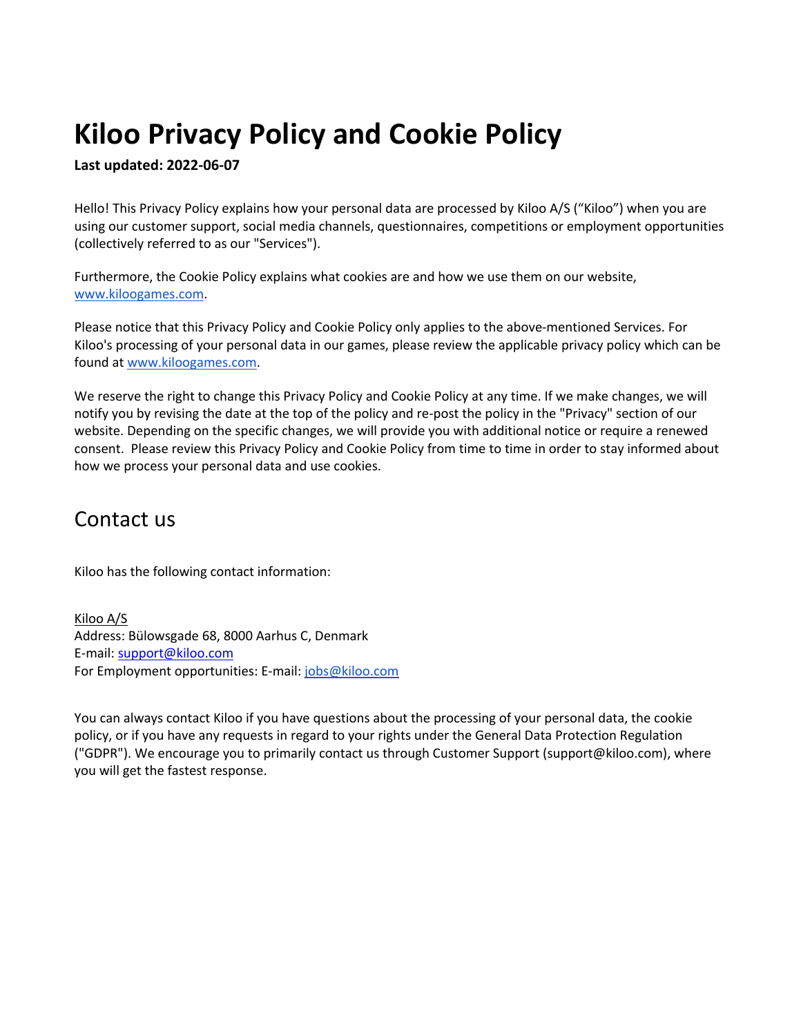# Kiloo Privacy Policy and Cookie Policy

**Last updated: 2022-06-07**

Hello! This Privacy Policy explains how your personal data are processed by Kiloo A/S ("Kiloo") when you are using our customer support, social media channels, questionnaires, competitions or employment opportunities (collectively referred to as our "Services").

Furthermore, the Cookie Policy explains what cookies are and how we use them on our website, [www.kiloogames.com](http://www.kiloogames.com).

Please notice that this Privacy Policy and Cookie Policy only applies to the above-mentioned Services. For Kiloo's processing of your personal data in our games, please review the applicable privacy policy which can be found at [www.kiloogames.com](http://www.kiloogames.com).

We reserve the right to change this Privacy Policy and Cookie Policy at any time. If we make changes, we will notify you by revising the date at the top of the policy and re-post the policy in the "Privacy" section of our website. Depending on the specific changes, we will provide you with additional notice or require a renewed consent. Please review this Privacy Policy and Cookie Policy from time to time in order to stay informed about how we process your personal data and use cookies.

## Contact us

Kiloo has the following contact information:

Kiloo A/S
Address: Bülowsgade 68, 8000 Aarhus C, Denmark
E-mail: [support@kiloo.com](mailto:support@kiloo.com)
For Employment opportunities: E-mail: [jobs@kiloo.com](mailto:jobs@kiloo.com)

You can always contact Kiloo if you have questions about the processing of your personal data, the cookie policy, or if you have any requests in regard to your rights under the General Data Protection Regulation ("GDPR"). We encourage you to primarily contact us through Customer Support (support@kiloo.com), where you will get the fastest response.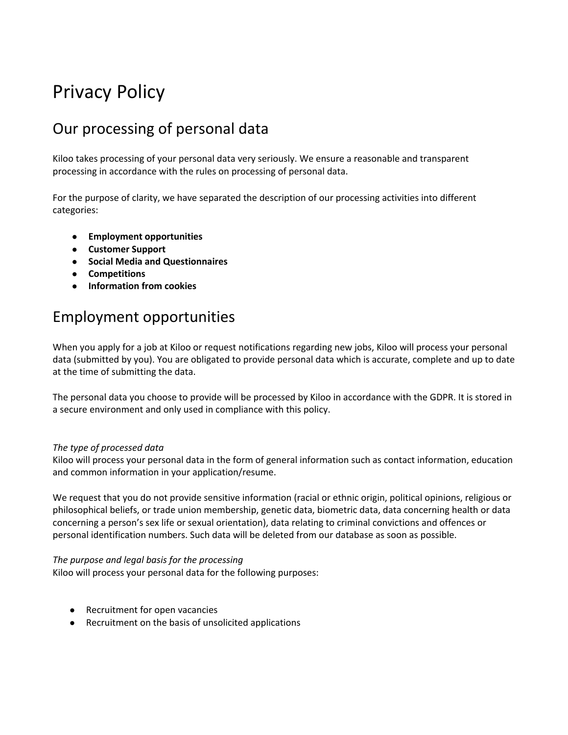# Privacy Policy

## Our processing of personal data

Kiloo takes processing of your personal data very seriously. We ensure a reasonable and transparent processing in accordance with the rules on processing of personal data.

For the purpose of clarity, we have separated the description of our processing activities into different categories:

- **Employment opportunities**
- **Customer Support**
- **Social Media and Questionnaires**
- **Competitions**
- **Information from cookies**

## Employment opportunities

When you apply for a job at Kiloo or request notifications regarding new jobs, Kiloo will process your personal data (submitted by you). You are obligated to provide personal data which is accurate, complete and up to date at the time of submitting the data.

The personal data you choose to provide will be processed by Kiloo in accordance with the GDPR. It is stored in a secure environment and only used in compliance with this policy.

*The type of processed data*
Kiloo will process your personal data in the form of general information such as contact information, education and common information in your application/resume.

We request that you do not provide sensitive information (racial or ethnic origin, political opinions, religious or philosophical beliefs, or trade union membership, genetic data, biometric data, data concerning health or data concerning a person's sex life or sexual orientation), data relating to criminal convictions and offences or personal identification numbers. Such data will be deleted from our database as soon as possible.

*The purpose and legal basis for the processing*
Kiloo will process your personal data for the following purposes:

- Recruitment for open vacancies
- Recruitment on the basis of unsolicited applications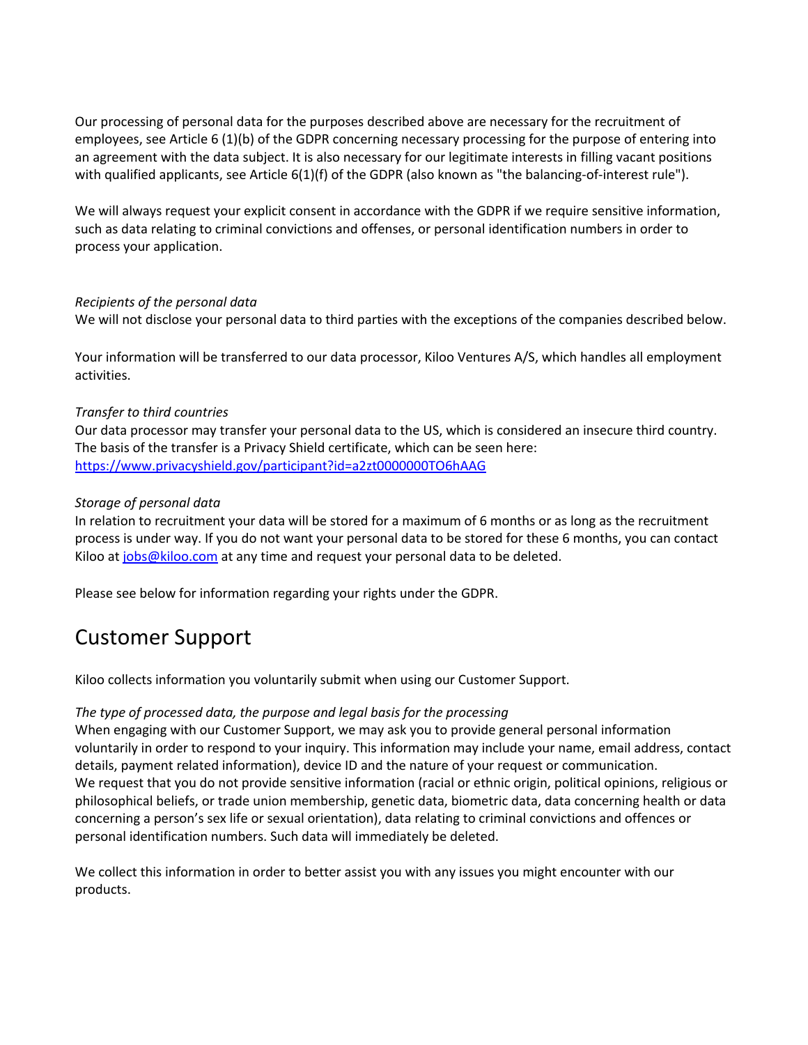Our processing of personal data for the purposes described above are necessary for the recruitment of employees, see Article 6 (1)(b) of the GDPR concerning necessary processing for the purpose of entering into an agreement with the data subject. It is also necessary for our legitimate interests in filling vacant positions with qualified applicants, see Article 6(1)(f) of the GDPR (also known as "the balancing-of-interest rule").

We will always request your explicit consent in accordance with the GDPR if we require sensitive information, such as data relating to criminal convictions and offenses, or personal identification numbers in order to process your application.

*Recipients of the personal data*
We will not disclose your personal data to third parties with the exceptions of the companies described below.

Your information will be transferred to our data processor, Kiloo Ventures A/S, which handles all employment activities.

*Transfer to third countries*
Our data processor may transfer your personal data to the US, which is considered an insecure third country. The basis of the transfer is a Privacy Shield certificate, which can be seen here: [https://www.privacyshield.gov/participant?id=a2zt0000000TO6hAAG](https://www.privacyshield.gov/participant?id=a2zt0000000TO6hAAG)

*Storage of personal data*
In relation to recruitment your data will be stored for a maximum of 6 months or as long as the recruitment process is under way. If you do not want your personal data to be stored for these 6 months, you can contact Kiloo at [jobs@kiloo.com](mailto:jobs@kiloo.com) at any time and request your personal data to be deleted.

Please see below for information regarding your rights under the GDPR.

# Customer Support

Kiloo collects information you voluntarily submit when using our Customer Support.

*The type of processed data, the purpose and legal basis for the processing*
When engaging with our Customer Support, we may ask you to provide general personal information voluntarily in order to respond to your inquiry. This information may include your name, email address, contact details, payment related information), device ID and the nature of your request or communication.
We request that you do not provide sensitive information (racial or ethnic origin, political opinions, religious or philosophical beliefs, or trade union membership, genetic data, biometric data, data concerning health or data concerning a person's sex life or sexual orientation), data relating to criminal convictions and offences or personal identification numbers. Such data will immediately be deleted.

We collect this information in order to better assist you with any issues you might encounter with our products.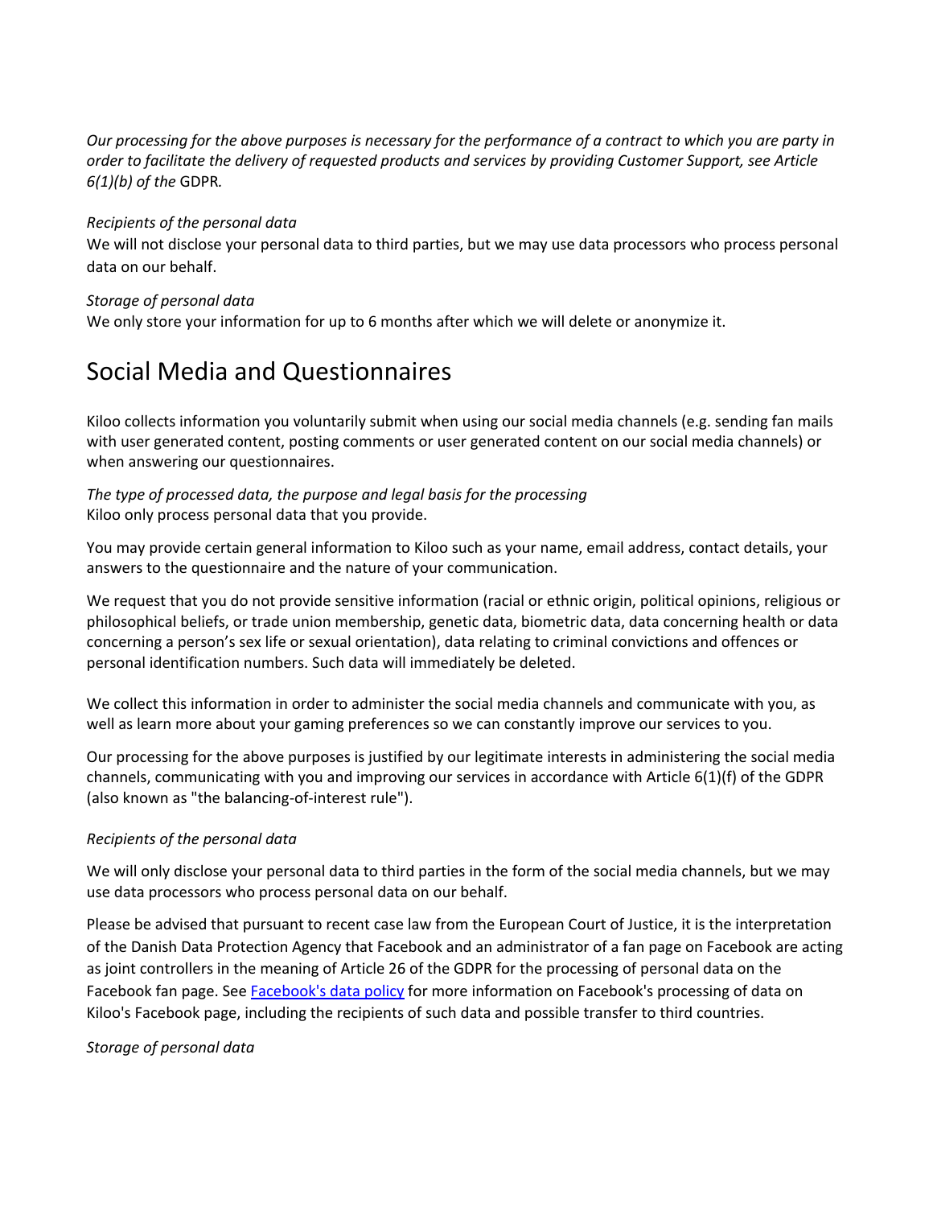*Our processing for the above purposes is necessary for the performance of a contract to which you are party in order to facilitate the delivery of requested products and services by providing Customer Support, see Article 6(1)(b) of the* GDPR*.*

*Recipients of the personal data*
We will not disclose your personal data to third parties, but we may use data processors who process personal data on our behalf.

*Storage of personal data*
We only store your information for up to 6 months after which we will delete or anonymize it.

## Social Media and Questionnaires

Kiloo collects information you voluntarily submit when using our social media channels (e.g. sending fan mails with user generated content, posting comments or user generated content on our social media channels) or when answering our questionnaires.

*The type of processed data, the purpose and legal basis for the processing*
Kiloo only process personal data that you provide.

You may provide certain general information to Kiloo such as your name, email address, contact details, your answers to the questionnaire and the nature of your communication.

We request that you do not provide sensitive information (racial or ethnic origin, political opinions, religious or philosophical beliefs, or trade union membership, genetic data, biometric data, data concerning health or data concerning a person's sex life or sexual orientation), data relating to criminal convictions and offences or personal identification numbers. Such data will immediately be deleted.

We collect this information in order to administer the social media channels and communicate with you, as well as learn more about your gaming preferences so we can constantly improve our services to you.

Our processing for the above purposes is justified by our legitimate interests in administering the social media channels, communicating with you and improving our services in accordance with Article 6(1)(f) of the GDPR (also known as "the balancing-of-interest rule").

*Recipients of the personal data*

We will only disclose your personal data to third parties in the form of the social media channels, but we may use data processors who process personal data on our behalf.

Please be advised that pursuant to recent case law from the European Court of Justice, it is the interpretation of the Danish Data Protection Agency that Facebook and an administrator of a fan page on Facebook are acting as joint controllers in the meaning of Article 26 of the GDPR for the processing of personal data on the Facebook fan page. See Facebook's data policy for more information on Facebook's processing of data on Kiloo's Facebook page, including the recipients of such data and possible transfer to third countries.

*Storage of personal data*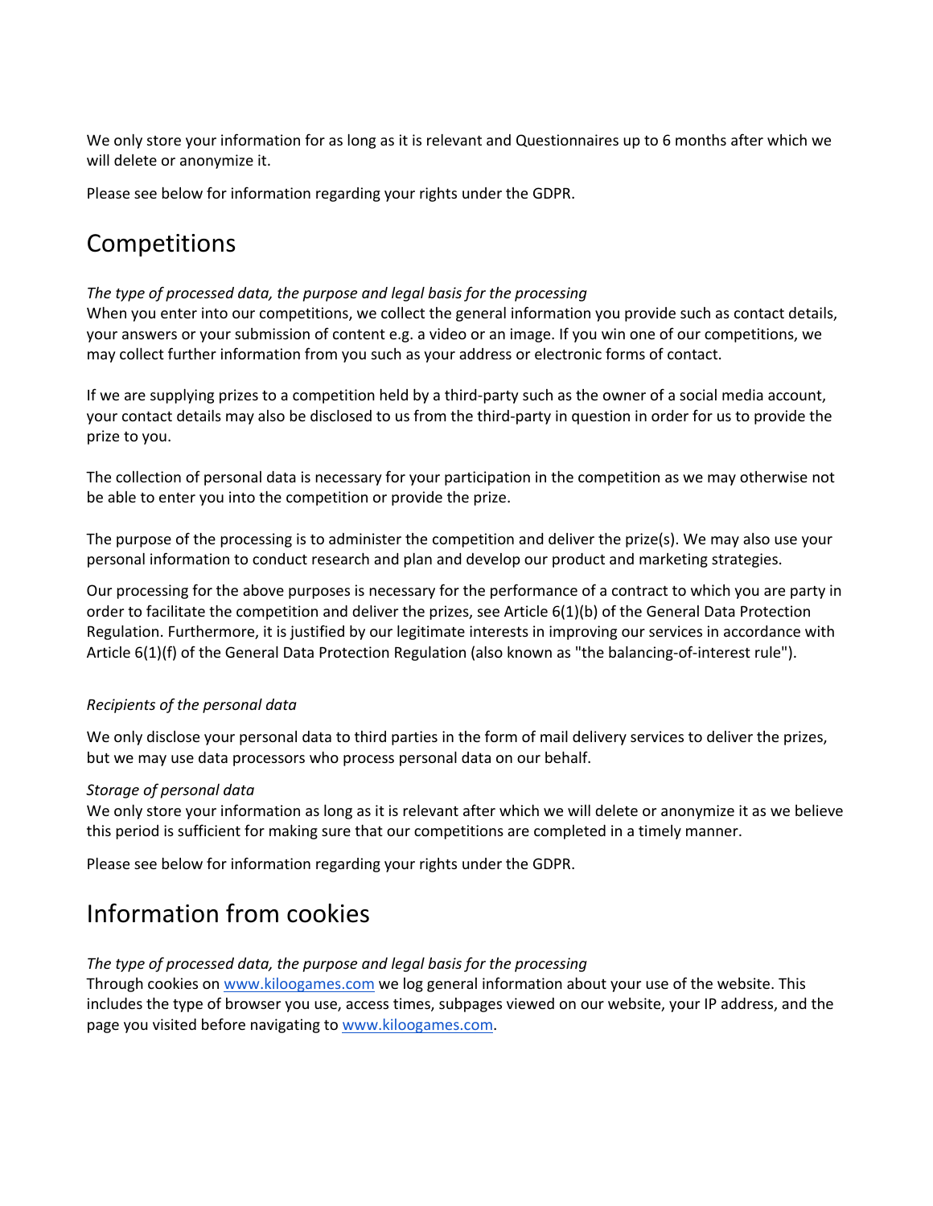We only store your information for as long as it is relevant and Questionnaires up to 6 months after which we will delete or anonymize it.

Please see below for information regarding your rights under the GDPR.

## Competitions

*The type of processed data, the purpose and legal basis for the processing*
When you enter into our competitions, we collect the general information you provide such as contact details, your answers or your submission of content e.g. a video or an image. If you win one of our competitions, we may collect further information from you such as your address or electronic forms of contact.

If we are supplying prizes to a competition held by a third-party such as the owner of a social media account, your contact details may also be disclosed to us from the third-party in question in order for us to provide the prize to you.

The collection of personal data is necessary for your participation in the competition as we may otherwise not be able to enter you into the competition or provide the prize.

The purpose of the processing is to administer the competition and deliver the prize(s). We may also use your personal information to conduct research and plan and develop our product and marketing strategies.

Our processing for the above purposes is necessary for the performance of a contract to which you are party in order to facilitate the competition and deliver the prizes, see Article 6(1)(b) of the General Data Protection Regulation. Furthermore, it is justified by our legitimate interests in improving our services in accordance with Article 6(1)(f) of the General Data Protection Regulation (also known as "the balancing-of-interest rule").

*Recipients of the personal data*

We only disclose your personal data to third parties in the form of mail delivery services to deliver the prizes, but we may use data processors who process personal data on our behalf.

*Storage of personal data*
We only store your information as long as it is relevant after which we will delete or anonymize it as we believe this period is sufficient for making sure that our competitions are completed in a timely manner.

Please see below for information regarding your rights under the GDPR.

## Information from cookies

*The type of processed data, the purpose and legal basis for the processing*
Through cookies on www.kiloogames.com we log general information about your use of the website. This includes the type of browser you use, access times, subpages viewed on our website, your IP address, and the page you visited before navigating to www.kiloogames.com.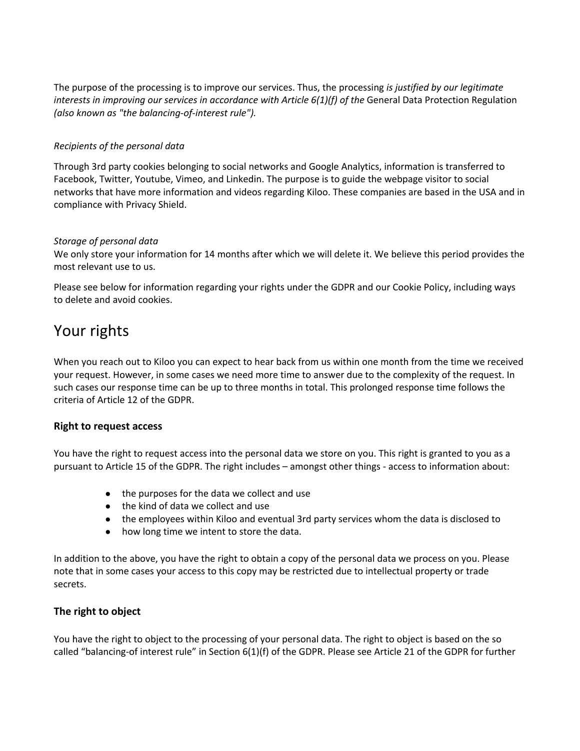The purpose of the processing is to improve our services. Thus, the processing *is justified by our legitimate interests in improving our services in accordance with Article 6(1)(f) of the* General Data Protection Regulation *(also known as "the balancing-of-interest rule").*

*Recipients of the personal data*

Through 3rd party cookies belonging to social networks and Google Analytics, information is transferred to Facebook, Twitter, Youtube, Vimeo, and Linkedin. The purpose is to guide the webpage visitor to social networks that have more information and videos regarding Kiloo. These companies are based in the USA and in compliance with Privacy Shield.

*Storage of personal data*

We only store your information for 14 months after which we will delete it. We believe this period provides the most relevant use to us.

Please see below for information regarding your rights under the GDPR and our Cookie Policy, including ways to delete and avoid cookies.

# Your rights

When you reach out to Kiloo you can expect to hear back from us within one month from the time we received your request. However, in some cases we need more time to answer due to the complexity of the request. In such cases our response time can be up to three months in total. This prolonged response time follows the criteria of Article 12 of the GDPR.

### Right to request access

You have the right to request access into the personal data we store on you. This right is granted to you as a pursuant to Article 15 of the GDPR. The right includes – amongst other things - access to information about:

- the purposes for the data we collect and use
- the kind of data we collect and use
- the employees within Kiloo and eventual 3rd party services whom the data is disclosed to
- how long time we intent to store the data.

In addition to the above, you have the right to obtain a copy of the personal data we process on you. Please note that in some cases your access to this copy may be restricted due to intellectual property or trade secrets.

### The right to object

You have the right to object to the processing of your personal data. The right to object is based on the so called “balancing-of interest rule” in Section 6(1)(f) of the GDPR. Please see Article 21 of the GDPR for further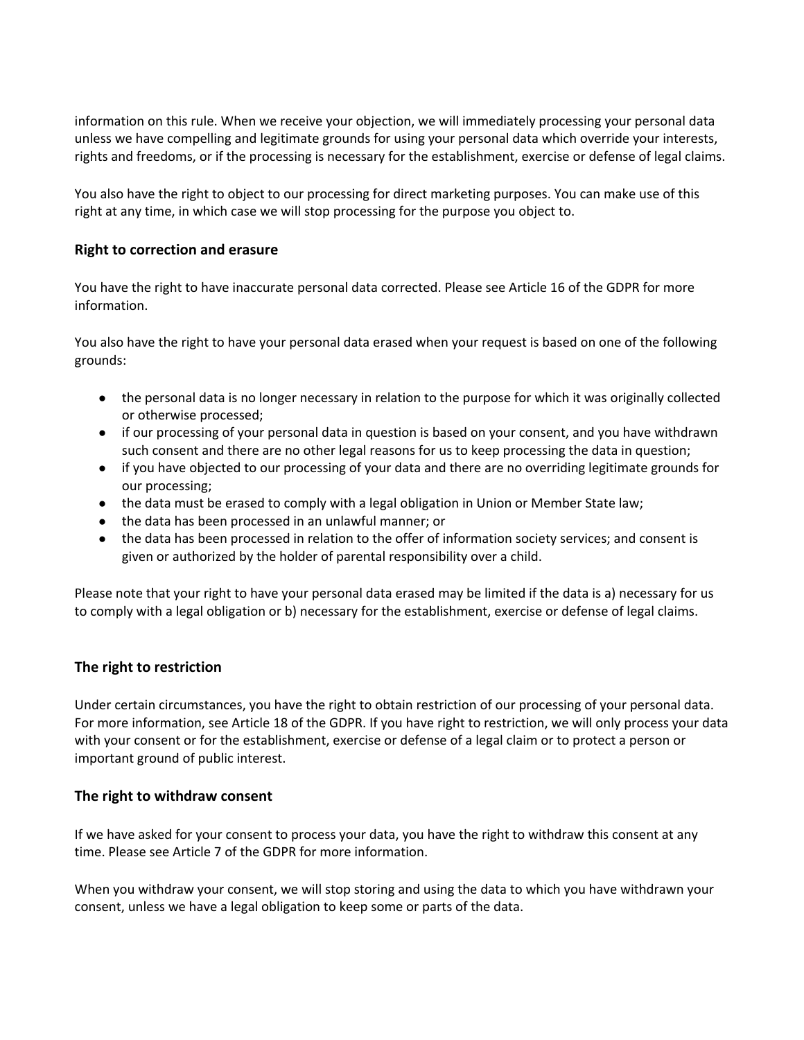information on this rule. When we receive your objection, we will immediately processing your personal data unless we have compelling and legitimate grounds for using your personal data which override your interests, rights and freedoms, or if the processing is necessary for the establishment, exercise or defense of legal claims.

You also have the right to object to our processing for direct marketing purposes. You can make use of this right at any time, in which case we will stop processing for the purpose you object to.

### Right to correction and erasure

You have the right to have inaccurate personal data corrected. Please see Article 16 of the GDPR for more information.

You also have the right to have your personal data erased when your request is based on one of the following grounds:

- the personal data is no longer necessary in relation to the purpose for which it was originally collected or otherwise processed;
- if our processing of your personal data in question is based on your consent, and you have withdrawn such consent and there are no other legal reasons for us to keep processing the data in question;
- if you have objected to our processing of your data and there are no overriding legitimate grounds for our processing;
- the data must be erased to comply with a legal obligation in Union or Member State law;
- the data has been processed in an unlawful manner; or
- the data has been processed in relation to the offer of information society services; and consent is given or authorized by the holder of parental responsibility over a child.

Please note that your right to have your personal data erased may be limited if the data is a) necessary for us to comply with a legal obligation or b) necessary for the establishment, exercise or defense of legal claims.

### The right to restriction

Under certain circumstances, you have the right to obtain restriction of our processing of your personal data. For more information, see Article 18 of the GDPR. If you have right to restriction, we will only process your data with your consent or for the establishment, exercise or defense of a legal claim or to protect a person or important ground of public interest.

### The right to withdraw consent

If we have asked for your consent to process your data, you have the right to withdraw this consent at any time. Please see Article 7 of the GDPR for more information.

When you withdraw your consent, we will stop storing and using the data to which you have withdrawn your consent, unless we have a legal obligation to keep some or parts of the data.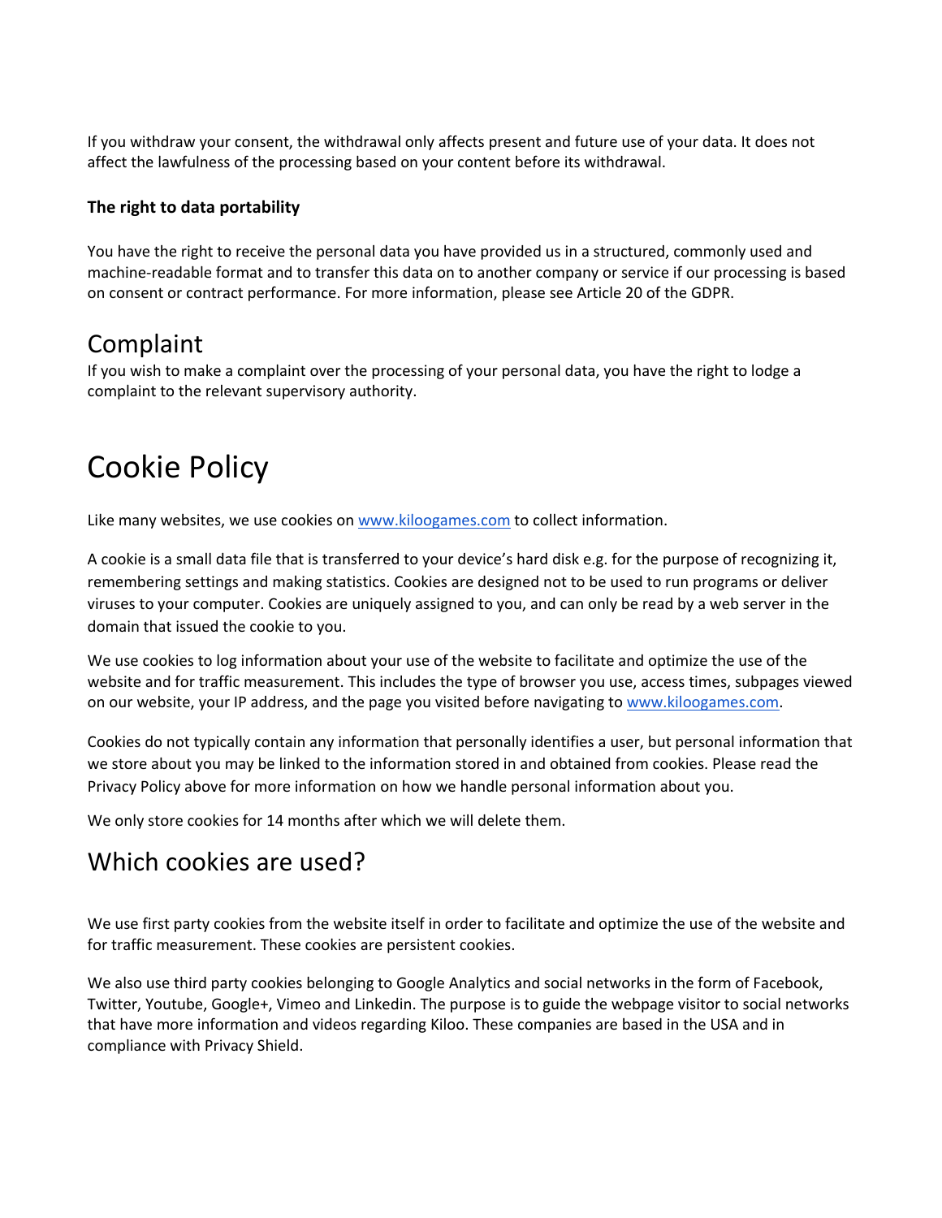If you withdraw your consent, the withdrawal only affects present and future use of your data. It does not affect the lawfulness of the processing based on your content before its withdrawal.

**The right to data portability**

You have the right to receive the personal data you have provided us in a structured, commonly used and machine-readable format and to transfer this data on to another company or service if our processing is based on consent or contract performance. For more information, please see Article 20 of the GDPR.

## Complaint

If you wish to make a complaint over the processing of your personal data, you have the right to lodge a complaint to the relevant supervisory authority.

# Cookie Policy

Like many websites, we use cookies on [www.kiloogames.com](www.kiloogames.com) to collect information.

A cookie is a small data file that is transferred to your device's hard disk e.g. for the purpose of recognizing it, remembering settings and making statistics. Cookies are designed not to be used to run programs or deliver viruses to your computer. Cookies are uniquely assigned to you, and can only be read by a web server in the domain that issued the cookie to you.

We use cookies to log information about your use of the website to facilitate and optimize the use of the website and for traffic measurement. This includes the type of browser you use, access times, subpages viewed on our website, your IP address, and the page you visited before navigating to [www.kiloogames.com](www.kiloogames.com).

Cookies do not typically contain any information that personally identifies a user, but personal information that we store about you may be linked to the information stored in and obtained from cookies. Please read the Privacy Policy above for more information on how we handle personal information about you.

We only store cookies for 14 months after which we will delete them.

## Which cookies are used?

We use first party cookies from the website itself in order to facilitate and optimize the use of the website and for traffic measurement. These cookies are persistent cookies.

We also use third party cookies belonging to Google Analytics and social networks in the form of Facebook, Twitter, Youtube, Google+, Vimeo and Linkedin. The purpose is to guide the webpage visitor to social networks that have more information and videos regarding Kiloo. These companies are based in the USA and in compliance with Privacy Shield.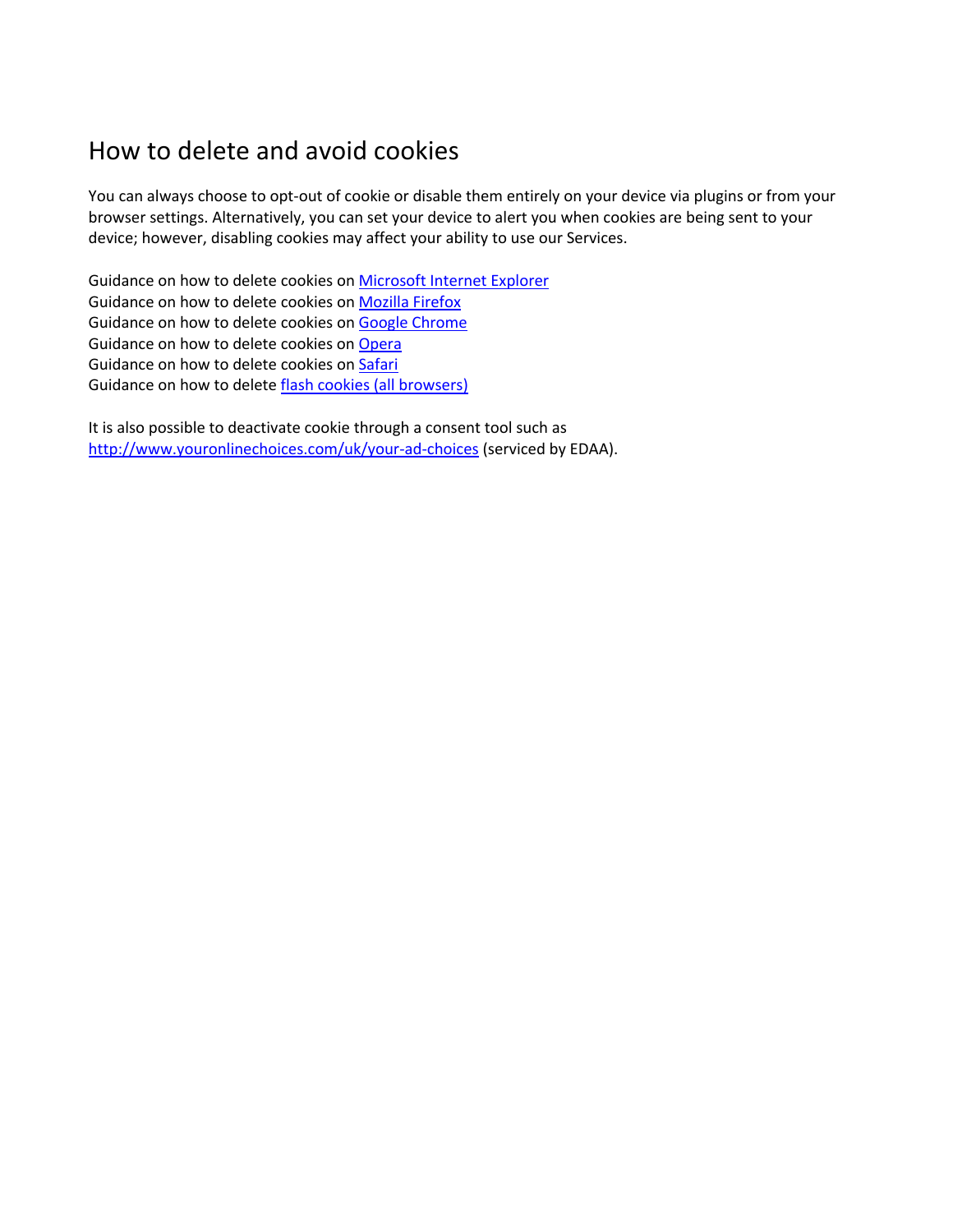# How to delete and avoid cookies

You can always choose to opt-out of cookie or disable them entirely on your device via plugins or from your browser settings. Alternatively, you can set your device to alert you when cookies are being sent to your device; however, disabling cookies may affect your ability to use our Services.

Guidance on how to delete cookies on Microsoft Internet Explorer
Guidance on how to delete cookies on Mozilla Firefox
Guidance on how to delete cookies on Google Chrome
Guidance on how to delete cookies on Opera
Guidance on how to delete cookies on Safari
Guidance on how to delete flash cookies (all browsers)

It is also possible to deactivate cookie through a consent tool such as http://www.youronlinechoices.com/uk/your-ad-choices (serviced by EDAA).